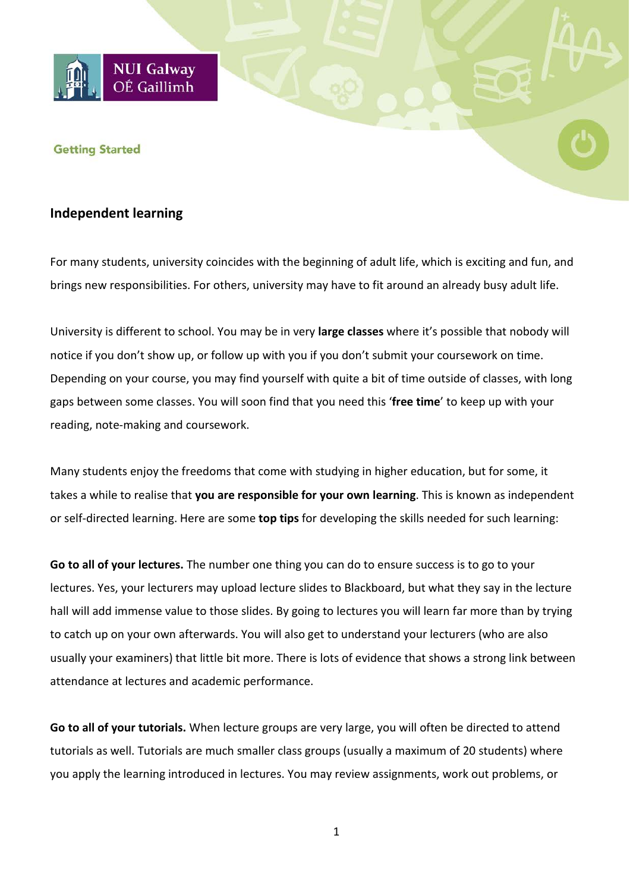NUI Galway
OÉ Gaillimh

Getting Started

## Independent learning

For many students, university coincides with the beginning of adult life, which is exciting and fun, and brings new responsibilities. For others, university may have to fit around an already busy adult life.

University is different to school. You may be in very **large classes** where it's possible that nobody will notice if you don't show up, or follow up with you if you don't submit your coursework on time. Depending on your course, you may find yourself with quite a bit of time outside of classes, with long gaps between some classes. You will soon find that you need this '**free time**' to keep up with your reading, note-making and coursework.

Many students enjoy the freedoms that come with studying in higher education, but for some, it takes a while to realise that **you are responsible for your own learning**. This is known as independent or self-directed learning. Here are some **top tips** for developing the skills needed for such learning:

**Go to all of your lectures.** The number one thing you can do to ensure success is to go to your lectures. Yes, your lecturers may upload lecture slides to Blackboard, but what they say in the lecture hall will add immense value to those slides. By going to lectures you will learn far more than by trying to catch up on your own afterwards. You will also get to understand your lecturers (who are also usually your examiners) that little bit more. There is lots of evidence that shows a strong link between attendance at lectures and academic performance.

**Go to all of your tutorials.** When lecture groups are very large, you will often be directed to attend tutorials as well. Tutorials are much smaller class groups (usually a maximum of 20 students) where you apply the learning introduced in lectures. You may review assignments, work out problems, or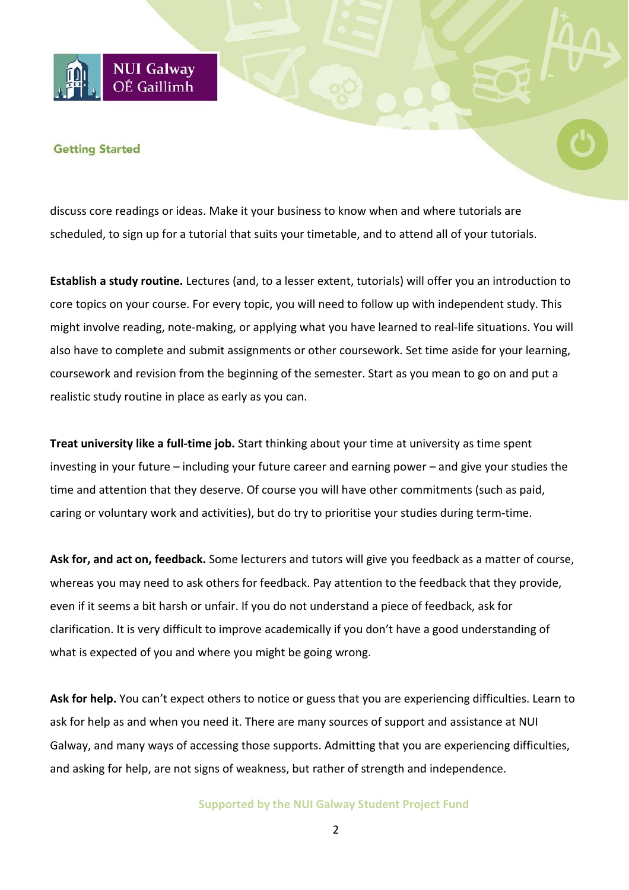discuss core readings or ideas. Make it your business to know when and where tutorials are scheduled, to sign up for a tutorial that suits your timetable, and to attend all of your tutorials.

**Establish a study routine.** Lectures (and, to a lesser extent, tutorials) will offer you an introduction to core topics on your course. For every topic, you will need to follow up with independent study. This might involve reading, note-making, or applying what you have learned to real-life situations. You will also have to complete and submit assignments or other coursework. Set time aside for your learning, coursework and revision from the beginning of the semester. Start as you mean to go on and put a realistic study routine in place as early as you can.

**Treat university like a full-time job.** Start thinking about your time at university as time spent investing in your future – including your future career and earning power – and give your studies the time and attention that they deserve. Of course you will have other commitments (such as paid, caring or voluntary work and activities), but do try to prioritise your studies during term-time.

**Ask for, and act on, feedback.** Some lecturers and tutors will give you feedback as a matter of course, whereas you may need to ask others for feedback. Pay attention to the feedback that they provide, even if it seems a bit harsh or unfair. If you do not understand a piece of feedback, ask for clarification. It is very difficult to improve academically if you don't have a good understanding of what is expected of you and where you might be going wrong.

**Ask for help.** You can't expect others to notice or guess that you are experiencing difficulties. Learn to ask for help as and when you need it. There are many sources of support and assistance at NUI Galway, and many ways of accessing those supports. Admitting that you are experiencing difficulties, and asking for help, are not signs of weakness, but rather of strength and independence.